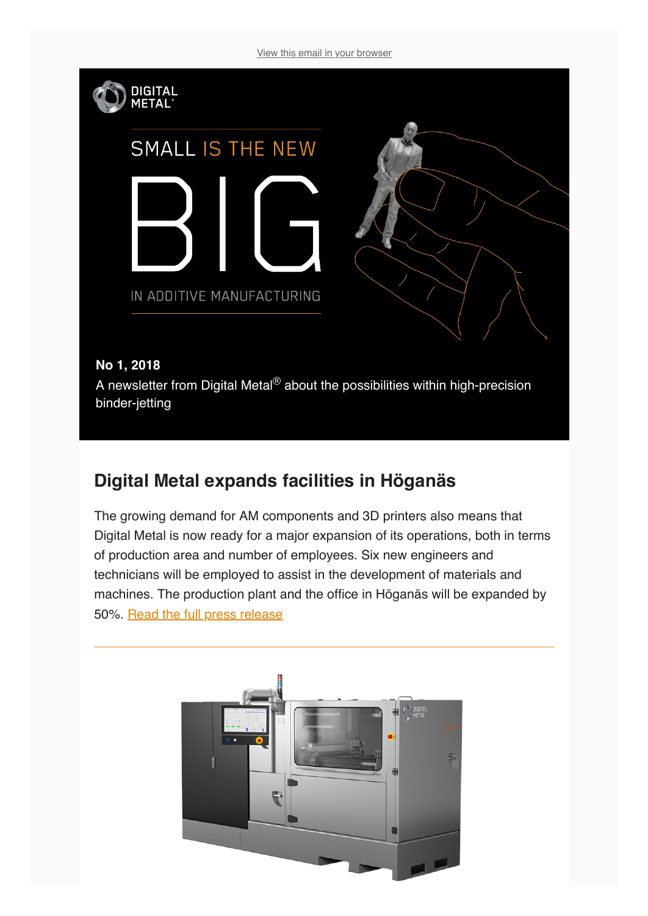View this email in your browser

DIGITAL METAL®

SMALL IS THE NEW

BIG

IN ADDITIVE MANUFACTURING

**No 1, 2018**

A newsletter from Digital Metal® about the possibilities within high-precision binder-jetting

## Digital Metal expands facilities in Höganäs

The growing demand for AM components and 3D printers also means that Digital Metal is now ready for a major expansion of its operations, both in terms of production area and number of employees. Six new engineers and technicians will be employed to assist in the development of materials and machines. The production plant and the office in Höganäs will be expanded by 50%. Read the full press release

---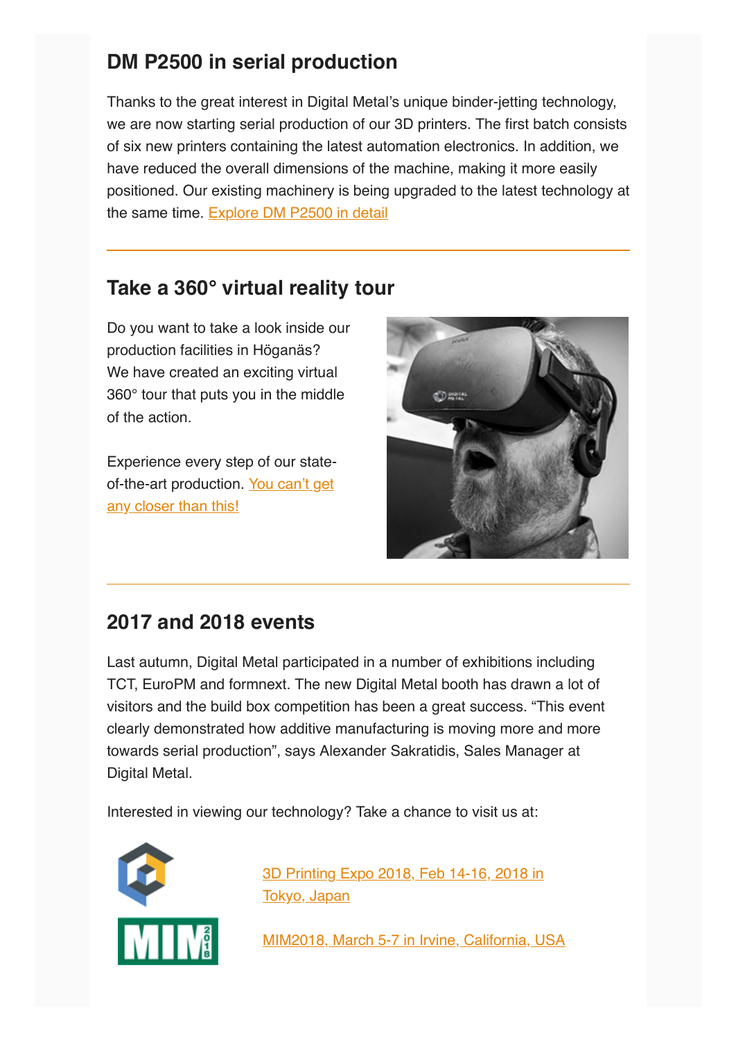## DM P2500 in serial production

Thanks to the great interest in Digital Metal's unique binder-jetting technology, we are now starting serial production of our 3D printers. The first batch consists of six new printers containing the latest automation electronics. In addition, we have reduced the overall dimensions of the machine, making it more easily positioned. Our existing machinery is being upgraded to the latest technology at the same time. Explore DM P2500 in detail

---

## Take a 360° virtual reality tour

Do you want to take a look inside our production facilities in Höganäs? We have created an exciting virtual 360° tour that puts you in the middle of the action.

Experience every step of our state-of-the-art production. You can't get any closer than this!

---

## 2017 and 2018 events

Last autumn, Digital Metal participated in a number of exhibitions including TCT, EuroPM and formnext. The new Digital Metal booth has drawn a lot of visitors and the build box competition has been a great success. "This event clearly demonstrated how additive manufacturing is moving more and more towards serial production", says Alexander Sakratidis, Sales Manager at Digital Metal.

Interested in viewing our technology? Take a chance to visit us at:

3D Printing Expo 2018, Feb 14-16, 2018 in Tokyo, Japan

MIM2018, March 5-7 in Irvine, California, USA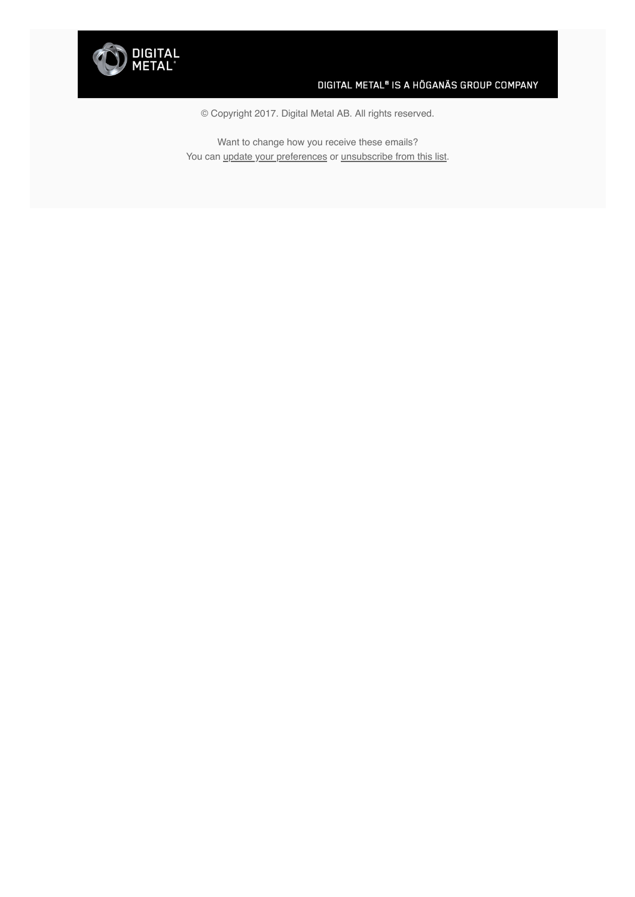DIGITAL METAL

DIGITAL METAL® IS A HÖGANÄS GROUP COMPANY

© Copyright 2017. Digital Metal AB. All rights reserved.

Want to change how you receive these emails?
You can update your preferences or unsubscribe from this list.